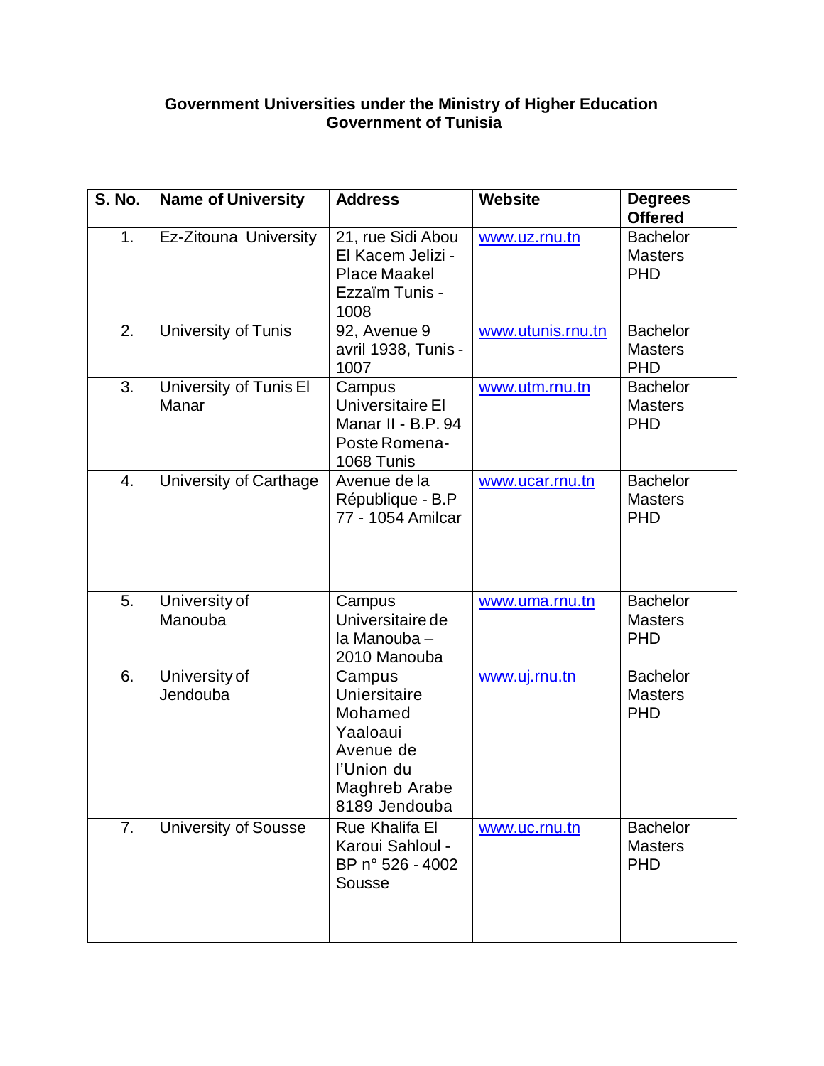**Government Universities under the Ministry of Higher Education**
**Government of Tunisia**

| S. No. | Name of University | Address | Website | Degrees Offered |
|---|---|---|---|---|
| 1. | Ez-Zitouna University | 21, rue Sidi Abou El Kacem Jelizi - Place Maakel Ezzaïm Tunis - 1008 | www.uz.rnu.tn | Bachelor Masters PHD |
| 2. | University of Tunis | 92, Avenue 9 avril 1938, Tunis - 1007 | www.utunis.rnu.tn | Bachelor Masters PHD |
| 3. | University of Tunis El Manar | Campus Universitaire El Manar II - B.P. 94 Poste Romena-1068 Tunis | www.utm.rnu.tn | Bachelor Masters PHD |
| 4. | University of Carthage | Avenue de la République - B.P 77 - 1054 Amilcar | www.ucar.rnu.tn | Bachelor Masters PHD |
| 5. | University of Manouba | Campus Universitaire de la Manouba – 2010 Manouba | www.uma.rnu.tn | Bachelor Masters PHD |
| 6. | University of Jendouba | Campus Uniersitaire Mohamed Yaaloaui Avenue de l'Union du Maghreb Arabe 8189 Jendouba | www.uj.rnu.tn | Bachelor Masters PHD |
| 7. | University of Sousse | Rue Khalifa El Karoui Sahloul - BP n° 526 - 4002 Sousse | www.uc.rnu.tn | Bachelor Masters PHD |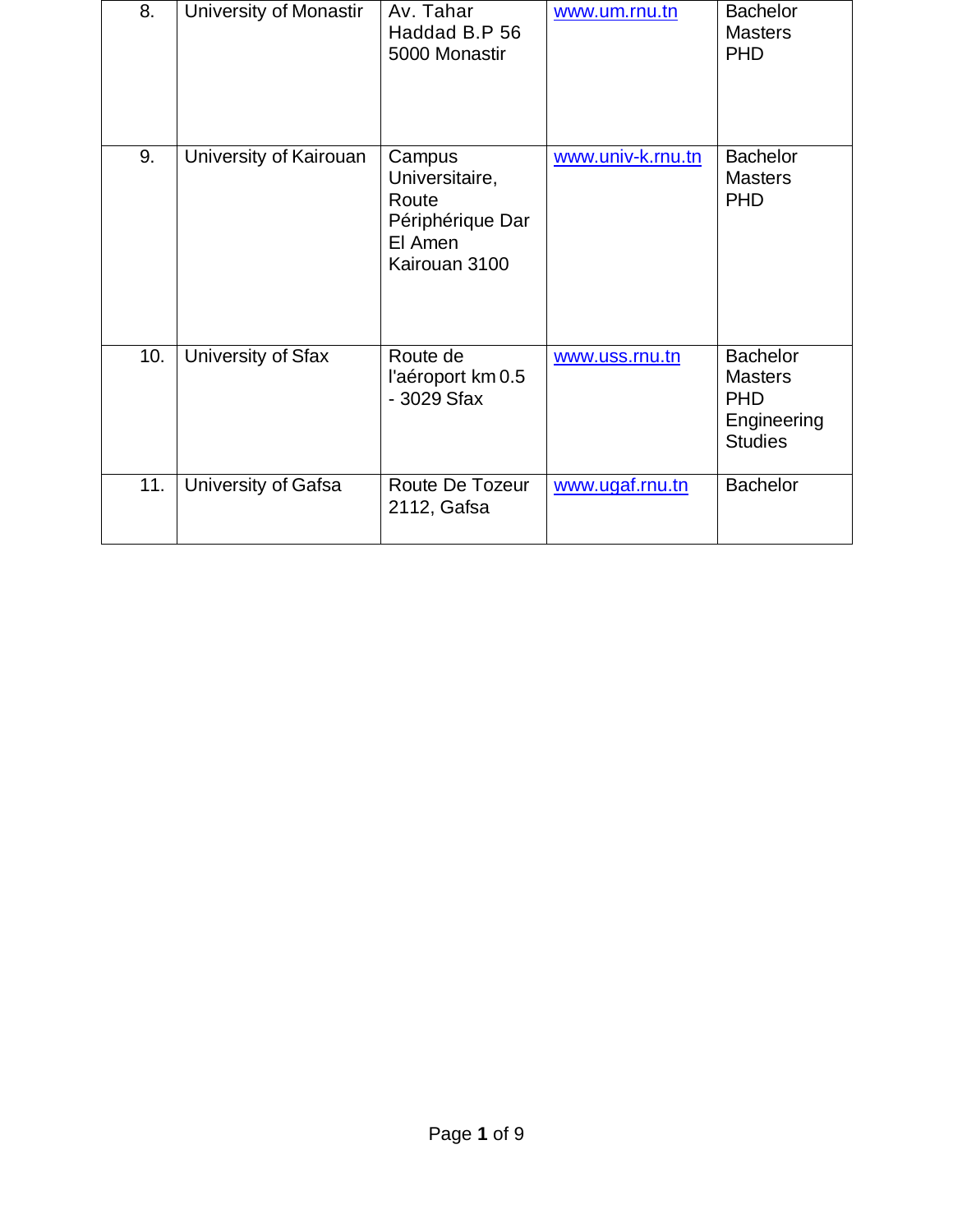| 8. | University of Monastir | Av. Tahar Haddad B.P 56 5000 Monastir | www.um.rnu.tn | Bachelor<br>Masters<br>PHD |
|---|---|---|---|---|
| 9. | University of Kairouan | Campus Universitaire, Route Périphérique Dar El Amen Kairouan 3100 | www.univ-k.rnu.tn | Bachelor<br>Masters<br>PHD |
| 10. | University of Sfax | Route de l'aéroport km 0.5 - 3029 Sfax | www.uss.rnu.tn | Bachelor<br>Masters<br>PHD<br>Engineering Studies |
| 11. | University of Gafsa | Route De Tozeur 2112, Gafsa | www.ugaf.rnu.tn | Bachelor |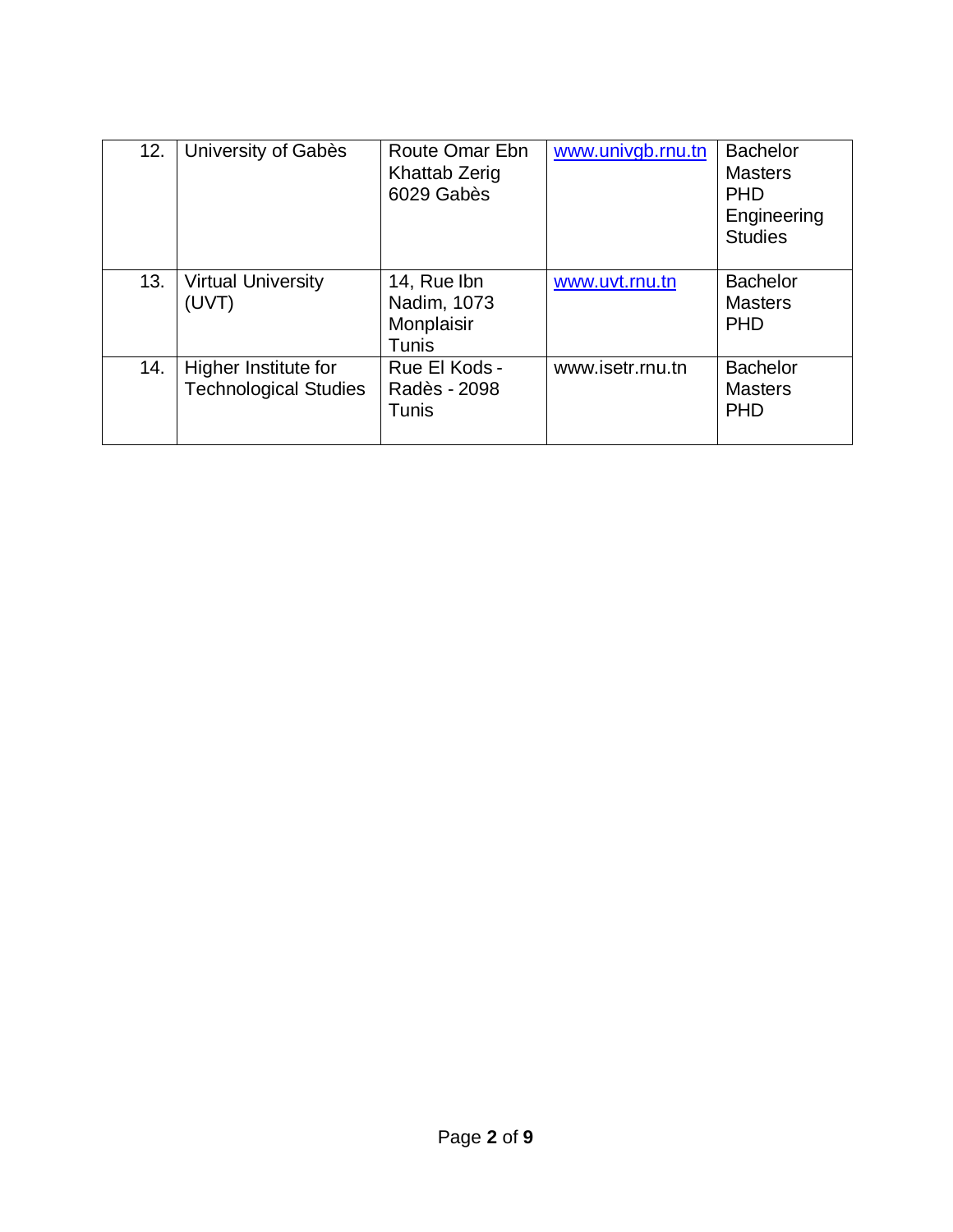| | | | | |
|---|---|---|---|---|
| 12. | University of Gabès | Route Omar Ebn Khattab Zerig 6029 Gabès | www.univgb.rnu.tn | Bachelor Masters PHD Engineering Studies |
| 13. | Virtual University (UVT) | 14, Rue Ibn Nadim, 1073 Monplaisir Tunis | www.uvt.rnu.tn | Bachelor Masters PHD |
| 14. | Higher Institute for Technological Studies | Rue El Kods - Radès - 2098 Tunis | www.isetr.rnu.tn | Bachelor Masters PHD |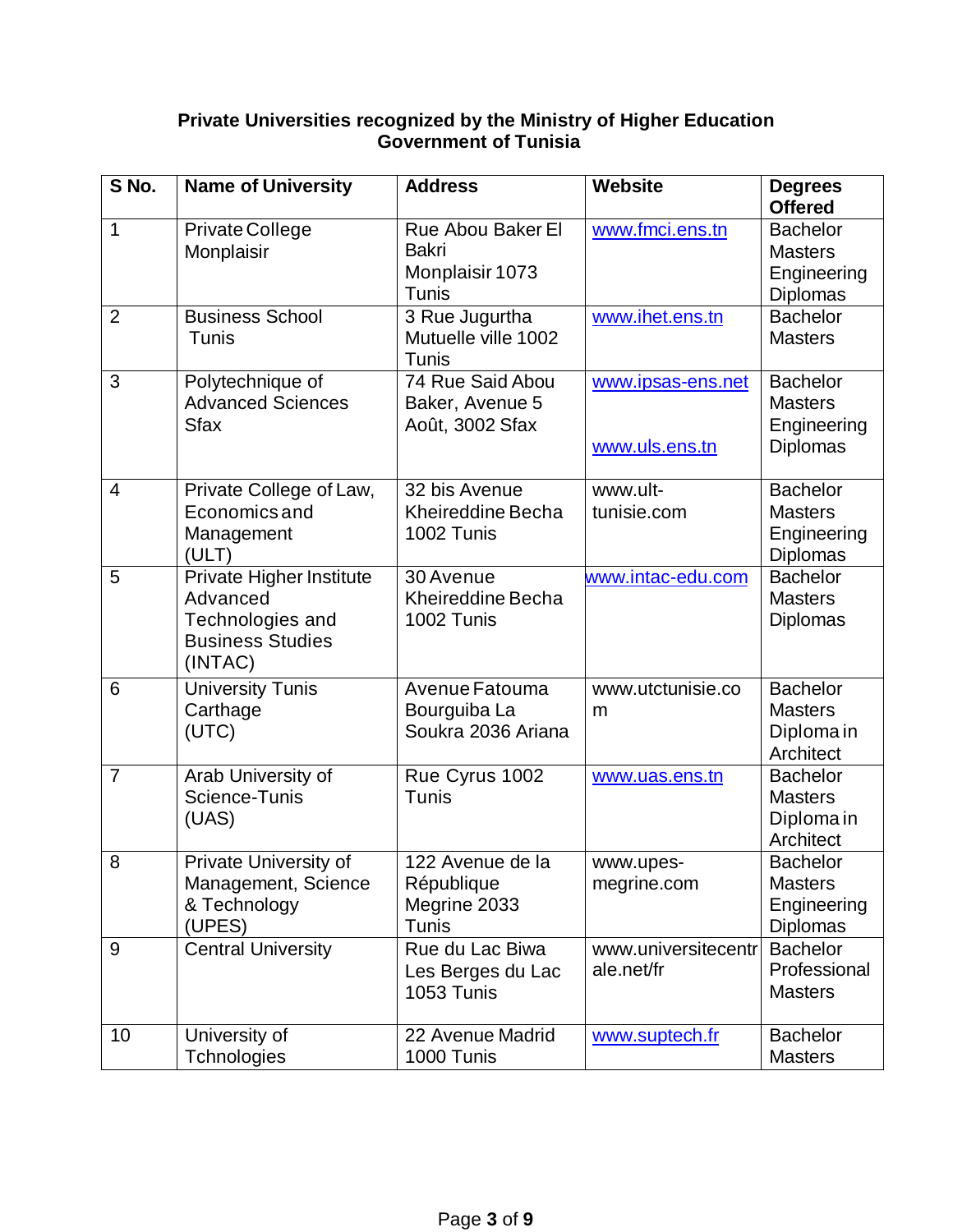**Private Universities recognized by the Ministry of Higher Education**
**Government of Tunisia**

| S No. | Name of University | Address | Website | Degrees Offered |
|---|---|---|---|---|
| 1 | Private College Monplaisir | Rue Abou Baker El Bakri Monplaisir 1073 Tunis | www.fmci.ens.tn | Bachelor Masters Engineering Diplomas |
| 2 | Business School Tunis | 3 Rue Jugurtha Mutuelle ville 1002 Tunis | www.ihet.ens.tn | Bachelor Masters |
| 3 | Polytechnique of Advanced Sciences Sfax | 74 Rue Said Abou Baker, Avenue 5 Août, 3002 Sfax | www.ipsas-ens.net www.uls.ens.tn | Bachelor Masters Engineering Diplomas |
| 4 | Private College of Law, Economics and Management (ULT) | 32 bis Avenue Kheireddine Becha 1002 Tunis | www.ult-tunisie.com | Bachelor Masters Engineering Diplomas |
| 5 | Private Higher Institute Advanced Technologies and Business Studies (INTAC) | 30 Avenue Kheireddine Becha 1002 Tunis | www.intac-edu.com | Bachelor Masters Diplomas |
| 6 | University Tunis Carthage (UTC) | Avenue Fatouma Bourguiba La Soukra 2036 Ariana | www.utctunisie.com | Bachelor Masters Diploma in Architect |
| 7 | Arab University of Science-Tunis (UAS) | Rue Cyrus 1002 Tunis | www.uas.ens.tn | Bachelor Masters Diploma in Architect |
| 8 | Private University of Management, Science & Technology (UPES) | 122 Avenue de la République Megrine 2033 Tunis | www.upes-megrine.com | Bachelor Masters Engineering Diplomas |
| 9 | Central University | Rue du Lac Biwa Les Berges du Lac 1053 Tunis | www.universitecentrale.net/fr | Bachelor Professional Masters |
| 10 | University of Tchnologies | 22 Avenue Madrid 1000 Tunis | www.suptech.fr | Bachelor Masters |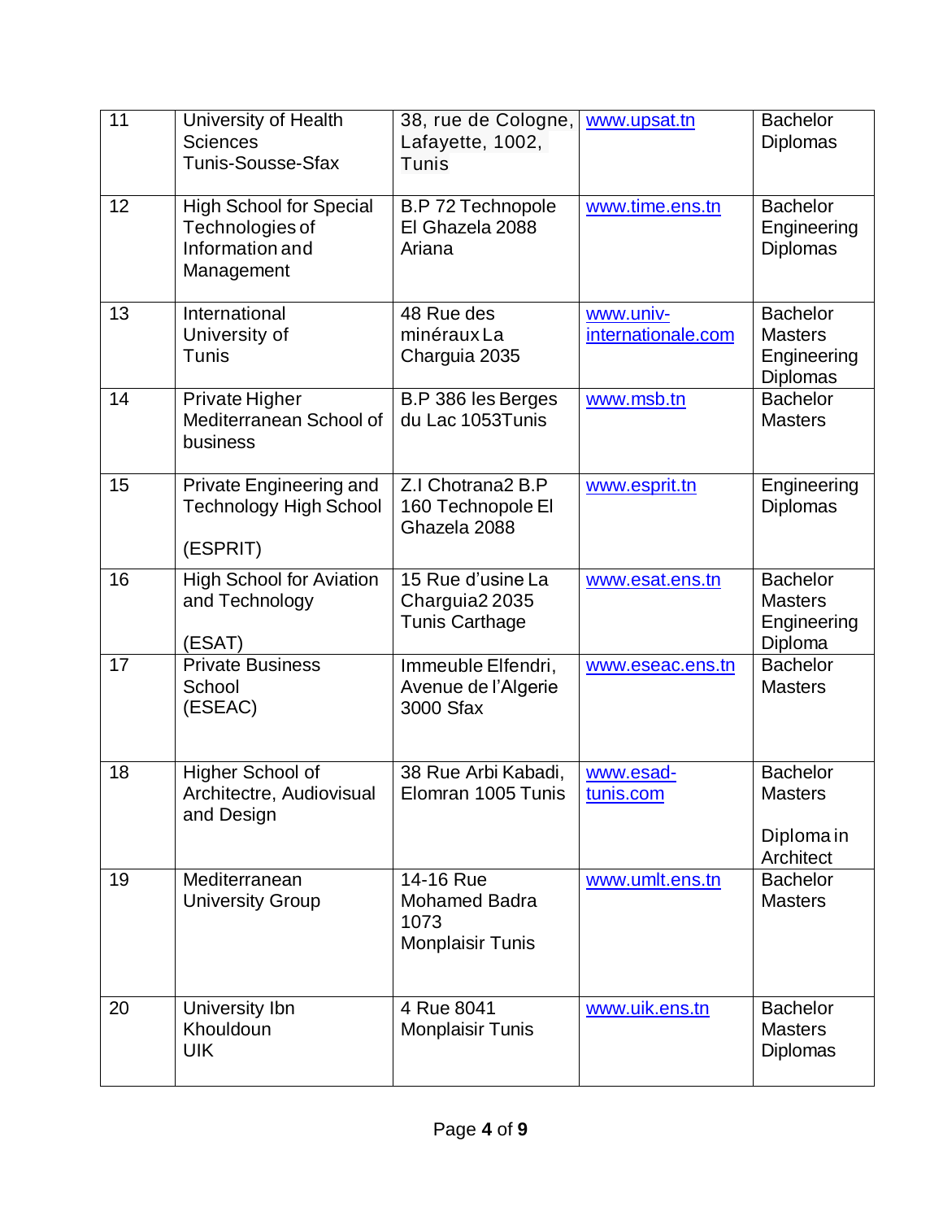| 11 | University of Health Sciences Tunis-Sousse-Sfax | 38, rue de Cologne, Lafayette, 1002, Tunis | www.upsat.tn | Bachelor Diplomas |
|---|---|---|---|---|
| 12 | High School for Special Technologies of Information and Management | B.P 72 Technopole El Ghazela 2088 Ariana | www.time.ens.tn | Bachelor Engineering Diplomas |
| 13 | International University of Tunis | 48 Rue des minéraux La Charguia 2035 | www.univ-internationale.com | Bachelor Masters Engineering Diplomas |
| 14 | Private Higher Mediterranean School of business | B.P 386 les Berges du Lac 1053Tunis | www.msb.tn | Bachelor Masters |
| 15 | Private Engineering and Technology High School (ESPRIT) | Z.I Chotrana2 B.P 160 Technopole El Ghazela 2088 | www.esprit.tn | Engineering Diplomas |
| 16 | High School for Aviation and Technology (ESAT) | 15 Rue d'usine La Charguia2 2035 Tunis Carthage | www.esat.ens.tn | Bachelor Masters Engineering Diploma |
| 17 | Private Business School (ESEAC) | Immeuble Elfendri, Avenue de l'Algerie 3000 Sfax | www.eseac.ens.tn | Bachelor Masters |
| 18 | Higher School of Architectre, Audiovisual and Design | 38 Rue Arbi Kabadi, Elomran 1005 Tunis | www.esad-tunis.com | Bachelor Masters Diploma in Architect |
| 19 | Mediterranean University Group | 14-16 Rue Mohamed Badra 1073 Monplaisir Tunis | www.umlt.ens.tn | Bachelor Masters |
| 20 | University Ibn Khouldoun UIK | 4 Rue 8041 Monplaisir Tunis | www.uik.ens.tn | Bachelor Masters Diplomas |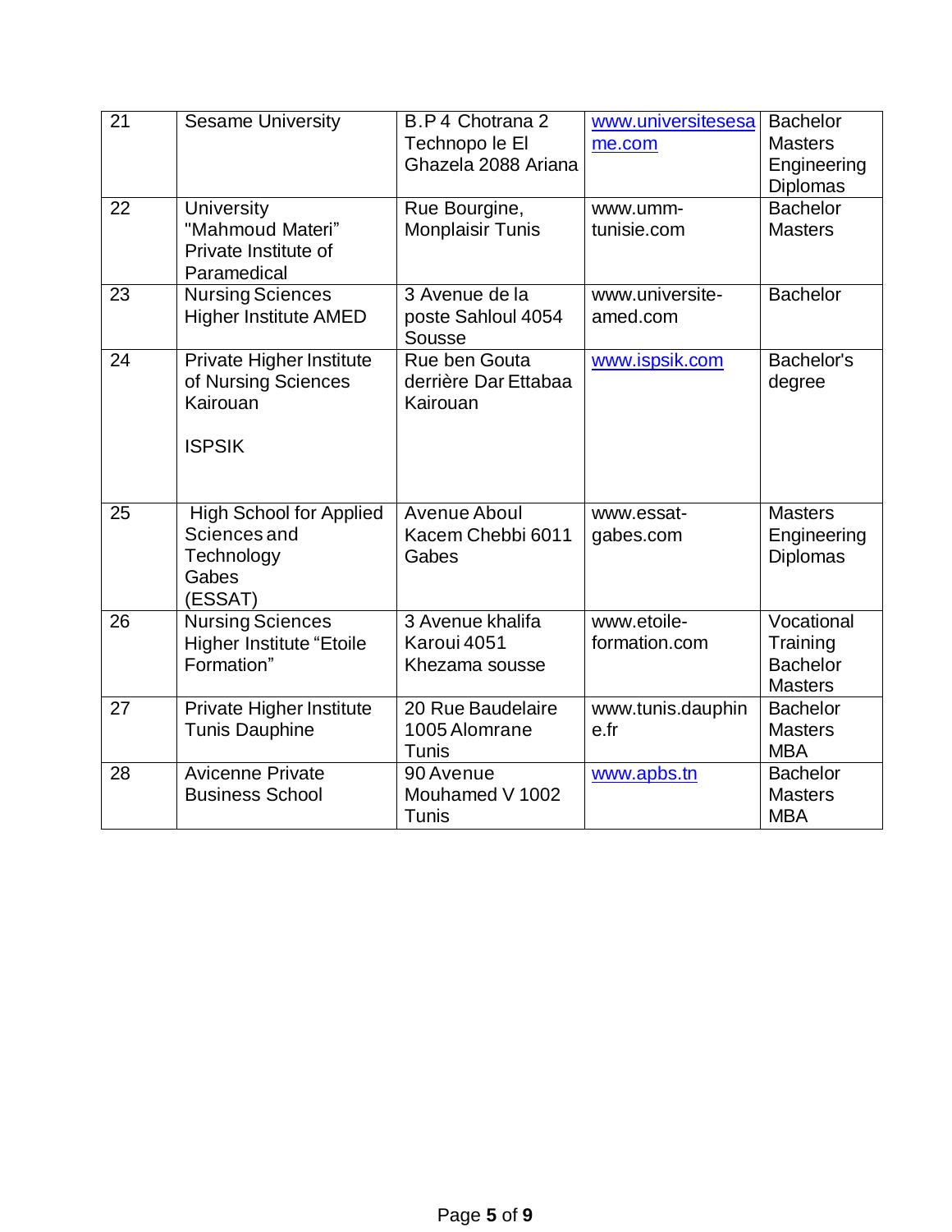| 21 | Sesame University | B.P 4 Chotrana 2 Technopo le El Ghazela 2088 Ariana | www.universitesesame.com | Bachelor Masters Engineering Diplomas |
|---|---|---|---|---|
| 22 | University "Mahmoud Materi" Private Institute of Paramedical | Rue Bourgine, Monplaisir Tunis | www.umm-tunisie.com | Bachelor Masters |
| 23 | Nursing Sciences Higher Institute AMED | 3 Avenue de la poste Sahloul 4054 Sousse | www.universite-amed.com | Bachelor |
| 24 | Private Higher Institute of Nursing Sciences Kairouan<br><br>ISPSIK | Rue ben Gouta derrière Dar Ettabaa Kairouan | www.ispsik.com | Bachelor's degree |
| 25 | High School for Applied Sciences and Technology Gabes (ESSAT) | Avenue Aboul Kacem Chebbi 6011 Gabes | www.essat-gabes.com | Masters Engineering Diplomas |
| 26 | Nursing Sciences Higher Institute "Etoile Formation" | 3 Avenue khalifa Karoui 4051 Khezama sousse | www.etoile-formation.com | Vocational Training Bachelor Masters |
| 27 | Private Higher Institute Tunis Dauphine | 20 Rue Baudelaire 1005 Alomrane Tunis | www.tunis.dauphine.fr | Bachelor Masters MBA |
| 28 | Avicenne Private Business School | 90 Avenue Mouhamed V 1002 Tunis | www.apbs.tn | Bachelor Masters MBA |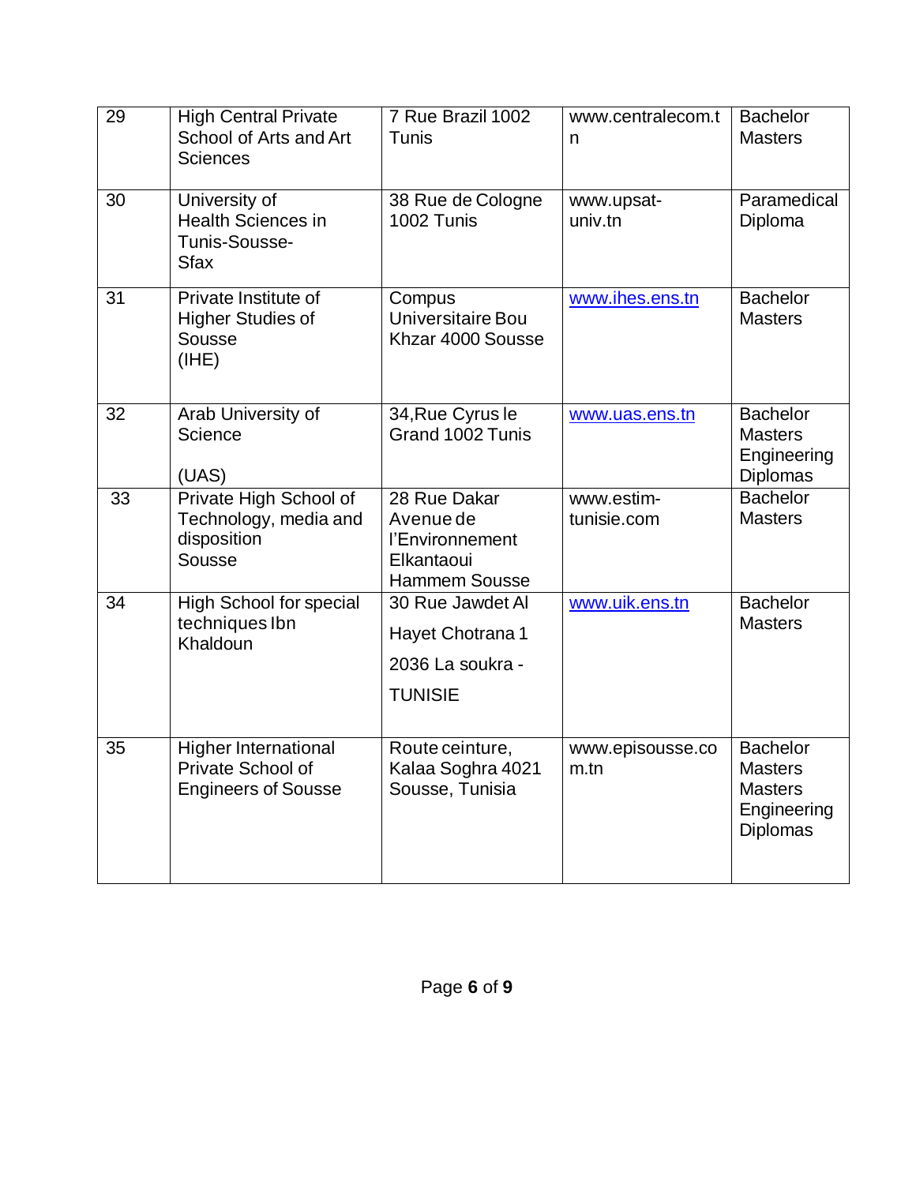| 29 | High Central Private School of Arts and Art Sciences | 7 Rue Brazil 1002 Tunis | www.centralecom.tn | Bachelor Masters |
|---|---|---|---|---|
| 30 | University of Health Sciences in Tunis-Sousse-Sfax | 38 Rue de Cologne 1002 Tunis | www.upsat-univ.tn | Paramedical Diploma |
| 31 | Private Institute of Higher Studies of Sousse (IHE) | Compus Universitaire Bou Khzar 4000 Sousse | www.ihes.ens.tn | Bachelor Masters |
| 32 | Arab University of Science (UAS) | 34,Rue Cyrus le Grand 1002 Tunis | www.uas.ens.tn | Bachelor Masters Engineering Diplomas |
| 33 | Private High School of Technology, media and disposition Sousse | 28 Rue Dakar Avenue de l'Environnement Elkantaoui Hammem Sousse | www.estim-tunisie.com | Bachelor Masters |
| 34 | High School for special techniques Ibn Khaldoun | 30 Rue Jawdet Al Hayet Chotrana 1 2036 La soukra - TUNISIE | www.uik.ens.tn | Bachelor Masters |
| 35 | Higher International Private School of Engineers of Sousse | Route ceinture, Kalaa Soghra 4021 Sousse, Tunisia | www.episousse.com.tn | Bachelor Masters Masters Engineering Diplomas |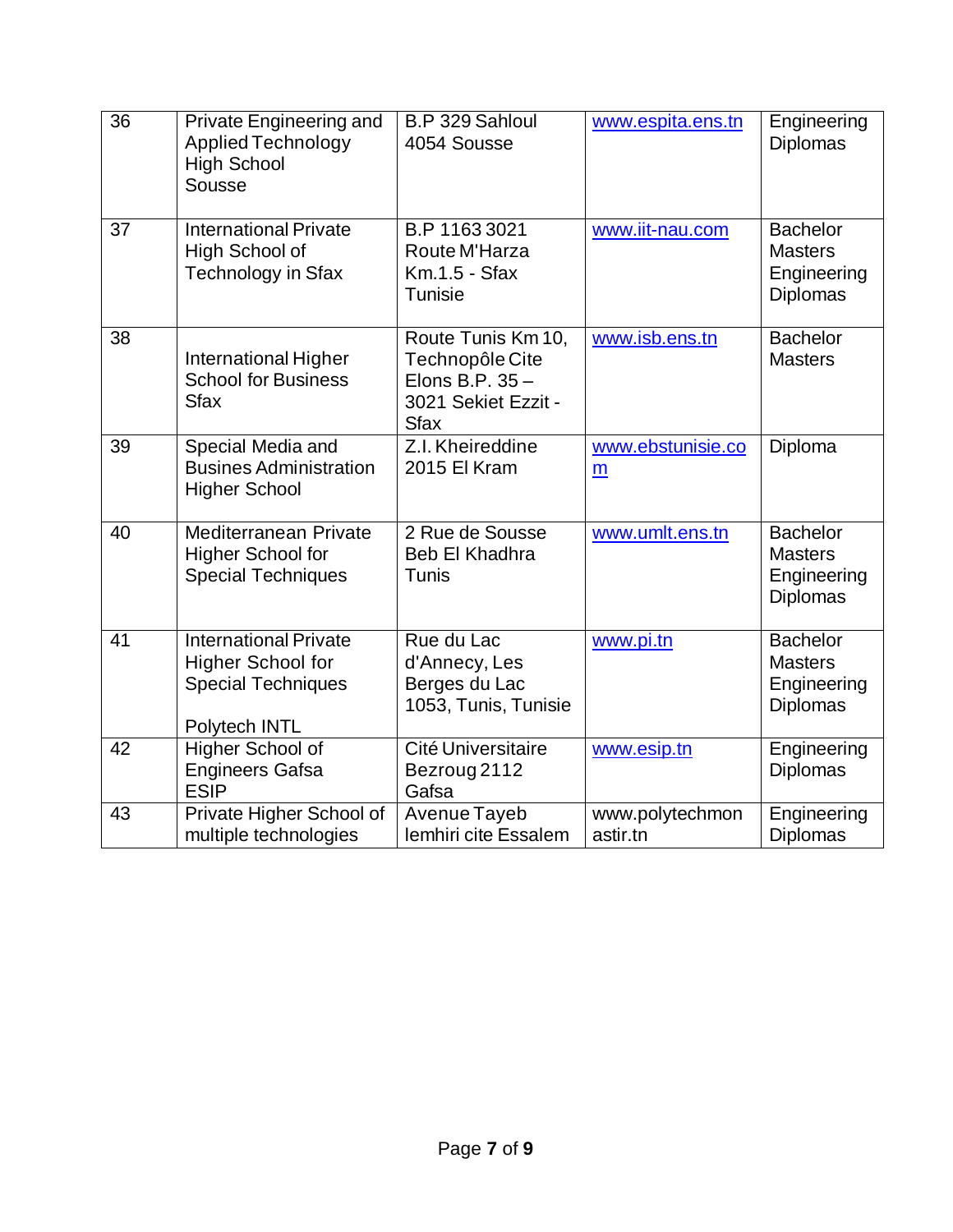| 36 | Private Engineering and Applied Technology High School Sousse | B.P 329 Sahloul 4054 Sousse | www.espita.ens.tn | Engineering Diplomas |
|---|---|---|---|---|
| 37 | International Private High School of Technology in Sfax | B.P 1163 3021 Route M'Harza Km.1.5 - Sfax Tunisie | www.iit-nau.com | Bachelor Masters Engineering Diplomas |
| 38 | International Higher School for Business Sfax | Route Tunis Km 10, Technopôle Cite Elons B.P. 35 – 3021 Sekiet Ezzit - Sfax | www.isb.ens.tn | Bachelor Masters |
| 39 | Special Media and Busines Administration Higher School | Z.I. Kheireddine 2015 El Kram | www.ebstunisie.com | Diploma |
| 40 | Mediterranean Private Higher School for Special Techniques | 2 Rue de Sousse Beb El Khadhra Tunis | www.umlt.ens.tn | Bachelor Masters Engineering Diplomas |
| 41 | International Private Higher School for Special Techniques Polytech INTL | Rue du Lac d'Annecy, Les Berges du Lac 1053, Tunis, Tunisie | www.pi.tn | Bachelor Masters Engineering Diplomas |
| 42 | Higher School of Engineers Gafsa ESIP | Cité Universitaire Bezroug 2112 Gafsa | www.esip.tn | Engineering Diplomas |
| 43 | Private Higher School of multiple technologies | Avenue Tayeb lemhiri cite Essalem | www.polytechmonastir.tn | Engineering Diplomas |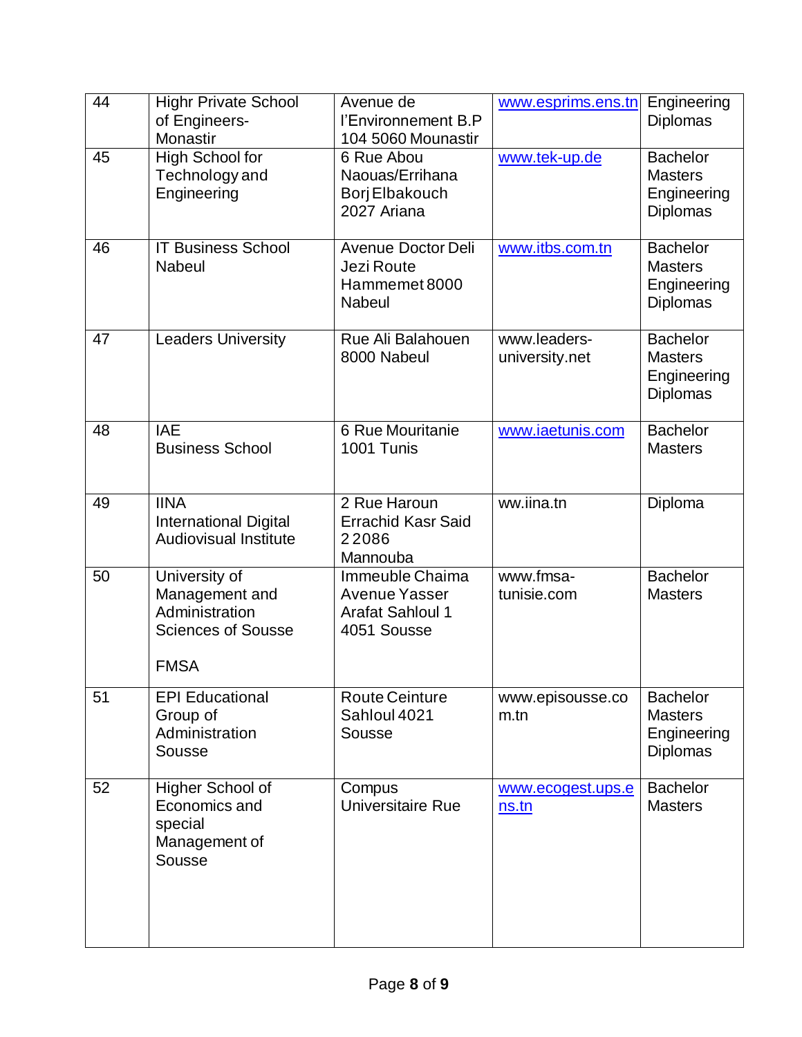| 44 | Highr Private School of Engineers-Monastir | Avenue de l'Environnement B.P 104 5060 Mounastir | www.esprims.ens.tn | Engineering Diplomas |
|---|---|---|---|---|
| 45 | High School for Technology and Engineering | 6 Rue Abou Naouas/Errihana Borj Elbakouch 2027 Ariana | www.tek-up.de | Bachelor Masters Engineering Diplomas |
| 46 | IT Business School Nabeul | Avenue Doctor Deli Jezi Route Hammemet 8000 Nabeul | www.itbs.com.tn | Bachelor Masters Engineering Diplomas |
| 47 | Leaders University | Rue Ali Balahouen 8000 Nabeul | www.leaders-university.net | Bachelor Masters Engineering Diplomas |
| 48 | IAE Business School | 6 Rue Mouritanie 1001 Tunis | www.iaetunis.com | Bachelor Masters |
| 49 | IINA International Digital Audiovisual Institute | 2 Rue Haroun Errachid Kasr Said 22086 Mannouba | ww.iina.tn | Diploma |
| 50 | University of Management and Administration Sciences of Sousse FMSA | Immeuble Chaima Avenue Yasser Arafat Sahloul 1 4051 Sousse | www.fmsa-tunisie.com | Bachelor Masters |
| 51 | EPI Educational Group of Administration Sousse | Route Ceinture Sahloul 4021 Sousse | www.episousse.com.tn | Bachelor Masters Engineering Diplomas |
| 52 | Higher School of Economics and special Management of Sousse | Compus Universitaire Rue | www.ecogest.ups.ens.tn | Bachelor Masters |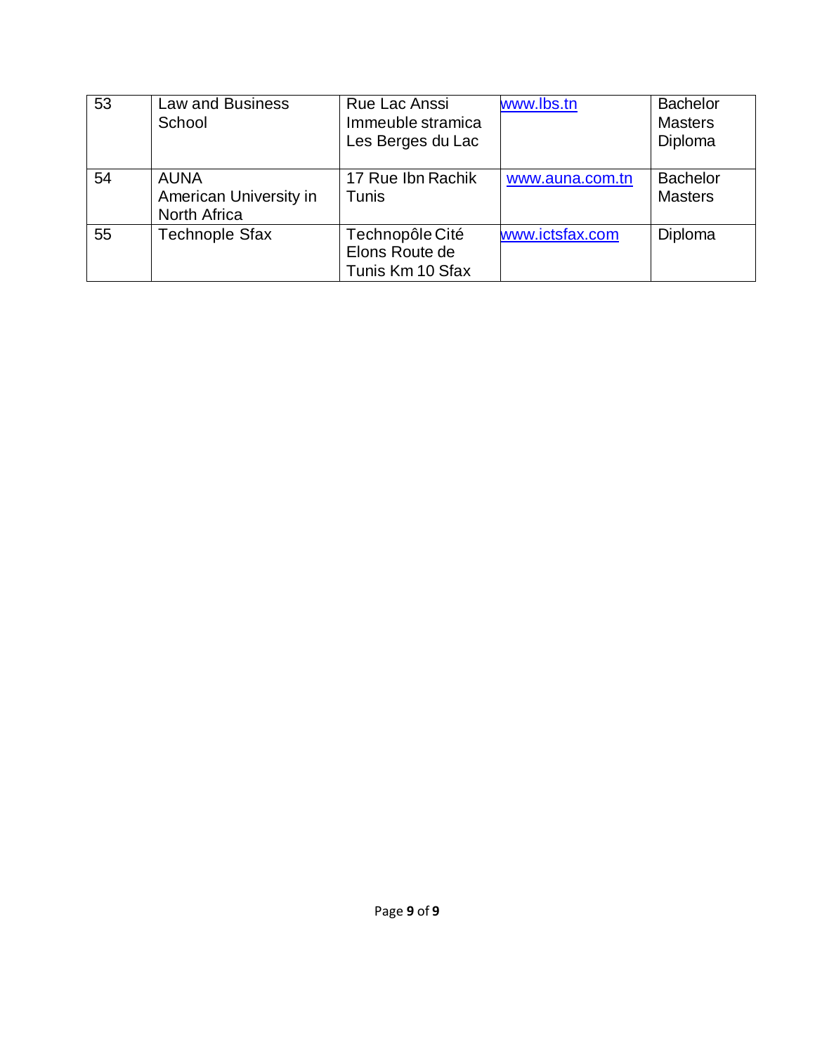| | | | | |
|---|---|---|---|---|
| 53 | Law and Business School | Rue Lac Anssi Immeuble stramica Les Berges du Lac | www.lbs.tn | Bachelor Masters Diploma |
| 54 | AUNA American University in North Africa | 17 Rue Ibn Rachik Tunis | www.auna.com.tn | Bachelor Masters |
| 55 | Technople Sfax | Technopôle Cité Elons Route de Tunis Km 10 Sfax | www.ictsfax.com | Diploma |